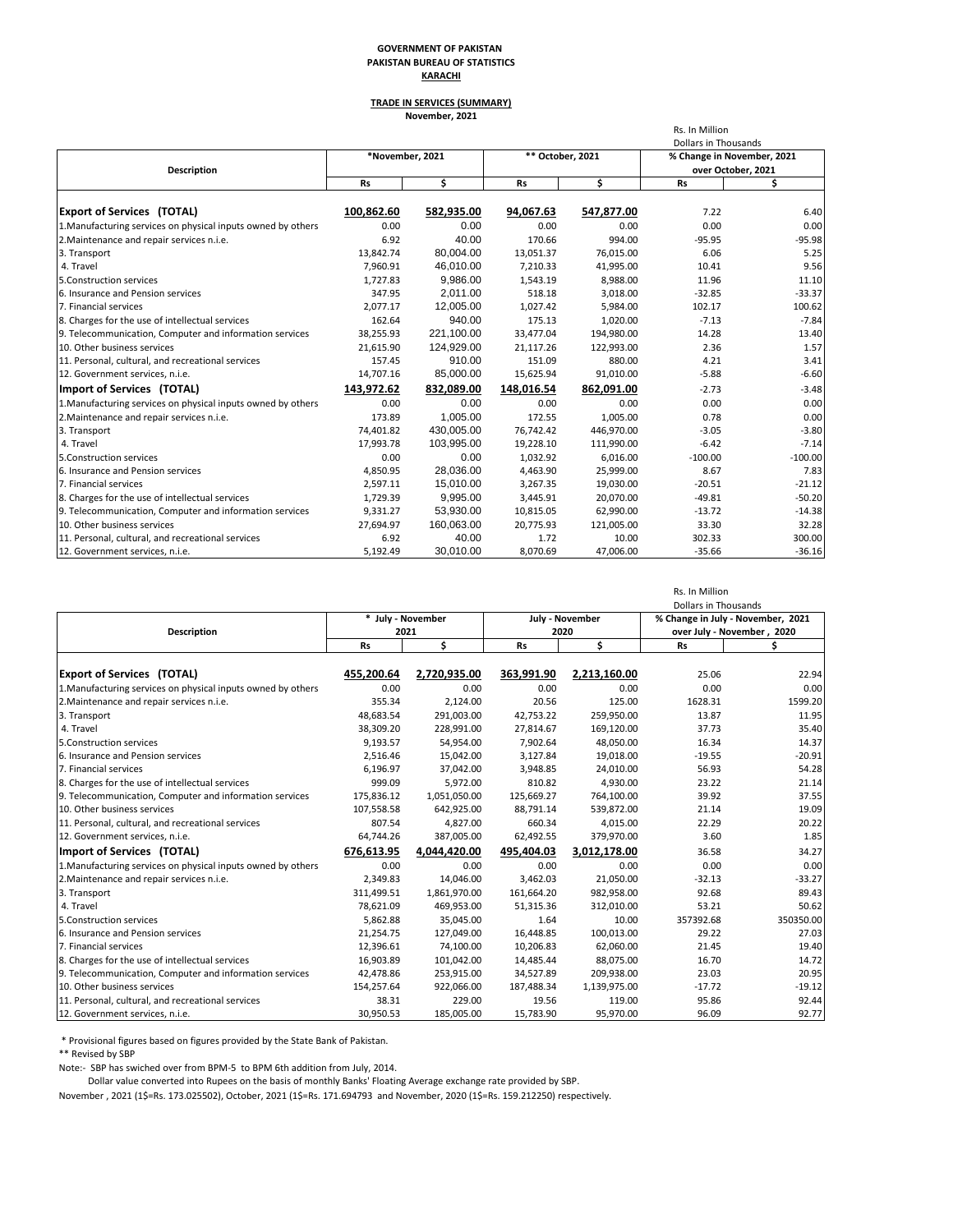**GOVERNMENT OF PAKISTAN**
**PAKISTAN BUREAU OF STATISTICS**
**KARACHI**

**TRADE IN SERVICES (SUMMARY)**
**November, 2021**

Rs. In Million
Dollars in Thousands

| Description | *November, 2021 | | ** October, 2021 | | % Change in November, 2021 over October, 2021 | |
|---|---|---|---|---|---|---|
| | Rs | $ | Rs | $ | Rs | $ |
| **Export of Services (TOTAL)** | **100,862.60** | **582,935.00** | **94,067.63** | **547,877.00** | 7.22 | 6.40 |
| 1.Manufacturing services on physical inputs owned by others | 0.00 | 0.00 | 0.00 | 0.00 | 0.00 | 0.00 |
| 2.Maintenance and repair services n.i.e. | 6.92 | 40.00 | 170.66 | 994.00 | -95.95 | -95.98 |
| 3. Transport | 13,842.74 | 80,004.00 | 13,051.37 | 76,015.00 | 6.06 | 5.25 |
| 4. Travel | 7,960.91 | 46,010.00 | 7,210.33 | 41,995.00 | 10.41 | 9.56 |
| 5.Construction services | 1,727.83 | 9,986.00 | 1,543.19 | 8,988.00 | 11.96 | 11.10 |
| 6. Insurance and Pension services | 347.95 | 2,011.00 | 518.18 | 3,018.00 | -32.85 | -33.37 |
| 7. Financial services | 2,077.17 | 12,005.00 | 1,027.42 | 5,984.00 | 102.17 | 100.62 |
| 8. Charges for the use of intellectual services | 162.64 | 940.00 | 175.13 | 1,020.00 | -7.13 | -7.84 |
| 9. Telecommunication, Computer and information services | 38,255.93 | 221,100.00 | 33,477.04 | 194,980.00 | 14.28 | 13.40 |
| 10. Other business services | 21,615.90 | 124,929.00 | 21,117.26 | 122,993.00 | 2.36 | 1.57 |
| 11. Personal, cultural, and recreational services | 157.45 | 910.00 | 151.09 | 880.00 | 4.21 | 3.41 |
| 12. Government services, n.i.e. | 14,707.16 | 85,000.00 | 15,625.94 | 91,010.00 | -5.88 | -6.60 |
| **Import of Services (TOTAL)** | **143,972.62** | **832,089.00** | **148,016.54** | **862,091.00** | -2.73 | -3.48 |
| 1.Manufacturing services on physical inputs owned by others | 0.00 | 0.00 | 0.00 | 0.00 | 0.00 | 0.00 |
| 2.Maintenance and repair services n.i.e. | 173.89 | 1,005.00 | 172.55 | 1,005.00 | 0.78 | 0.00 |
| 3. Transport | 74,401.82 | 430,005.00 | 76,742.42 | 446,970.00 | -3.05 | -3.80 |
| 4. Travel | 17,993.78 | 103,995.00 | 19,228.10 | 111,990.00 | -6.42 | -7.14 |
| 5.Construction services | 0.00 | 0.00 | 1,032.92 | 6,016.00 | -100.00 | -100.00 |
| 6. Insurance and Pension services | 4,850.95 | 28,036.00 | 4,463.90 | 25,999.00 | 8.67 | 7.83 |
| 7. Financial services | 2,597.11 | 15,010.00 | 3,267.35 | 19,030.00 | -20.51 | -21.12 |
| 8. Charges for the use of intellectual services | 1,729.39 | 9,995.00 | 3,445.91 | 20,070.00 | -49.81 | -50.20 |
| 9. Telecommunication, Computer and information services | 9,331.27 | 53,930.00 | 10,815.05 | 62,990.00 | -13.72 | -14.38 |
| 10. Other business services | 27,694.97 | 160,063.00 | 20,775.93 | 121,005.00 | 33.30 | 32.28 |
| 11. Personal, cultural, and recreational services | 6.92 | 40.00 | 1.72 | 10.00 | 302.33 | 300.00 |
| 12. Government services, n.i.e. | 5,192.49 | 30,010.00 | 8,070.69 | 47,006.00 | -35.66 | -36.16 |

Rs. In Million
Dollars in Thousands

| Description | * July - November 2021 | | July - November 2020 | | % Change in July - November, 2021 over July - November , 2020 | |
|---|---|---|---|---|---|---|
| | Rs | $ | Rs | $ | Rs | $ |
| **Export of Services (TOTAL)** | **455,200.64** | **2,720,935.00** | **363,991.90** | **2,213,160.00** | 25.06 | 22.94 |
| 1.Manufacturing services on physical inputs owned by others | 0.00 | 0.00 | 0.00 | 0.00 | 0.00 | 0.00 |
| 2.Maintenance and repair services n.i.e. | 355.34 | 2,124.00 | 20.56 | 125.00 | 1628.31 | 1599.20 |
| 3. Transport | 48,683.54 | 291,003.00 | 42,753.22 | 259,950.00 | 13.87 | 11.95 |
| 4. Travel | 38,309.20 | 228,991.00 | 27,814.67 | 169,120.00 | 37.73 | 35.40 |
| 5.Construction services | 9,193.57 | 54,954.00 | 7,902.64 | 48,050.00 | 16.34 | 14.37 |
| 6. Insurance and Pension services | 2,516.46 | 15,042.00 | 3,127.84 | 19,018.00 | -19.55 | -20.91 |
| 7. Financial services | 6,196.97 | 37,042.00 | 3,948.85 | 24,010.00 | 56.93 | 54.28 |
| 8. Charges for the use of intellectual services | 999.09 | 5,972.00 | 810.82 | 4,930.00 | 23.22 | 21.14 |
| 9. Telecommunication, Computer and information services | 175,836.12 | 1,051,050.00 | 125,669.27 | 764,100.00 | 39.92 | 37.55 |
| 10. Other business services | 107,558.58 | 642,925.00 | 88,791.14 | 539,872.00 | 21.14 | 19.09 |
| 11. Personal, cultural, and recreational services | 807.54 | 4,827.00 | 660.34 | 4,015.00 | 22.29 | 20.22 |
| 12. Government services, n.i.e. | 64,744.26 | 387,005.00 | 62,492.55 | 379,970.00 | 3.60 | 1.85 |
| **Import of Services (TOTAL)** | **676,613.95** | **4,044,420.00** | **495,404.03** | **3,012,178.00** | 36.58 | 34.27 |
| 1.Manufacturing services on physical inputs owned by others | 0.00 | 0.00 | 0.00 | 0.00 | 0.00 | 0.00 |
| 2.Maintenance and repair services n.i.e. | 2,349.83 | 14,046.00 | 3,462.03 | 21,050.00 | -32.13 | -33.27 |
| 3. Transport | 311,499.51 | 1,861,970.00 | 161,664.20 | 982,958.00 | 92.68 | 89.43 |
| 4. Travel | 78,621.09 | 469,953.00 | 51,315.36 | 312,010.00 | 53.21 | 50.62 |
| 5.Construction services | 5,862.88 | 35,045.00 | 1.64 | 10.00 | 357392.68 | 350350.00 |
| 6. Insurance and Pension services | 21,254.75 | 127,049.00 | 16,448.85 | 100,013.00 | 29.22 | 27.03 |
| 7. Financial services | 12,396.61 | 74,100.00 | 10,206.83 | 62,060.00 | 21.45 | 19.40 |
| 8. Charges for the use of intellectual services | 16,903.89 | 101,042.00 | 14,485.44 | 88,075.00 | 16.70 | 14.72 |
| 9. Telecommunication, Computer and information services | 42,478.86 | 253,915.00 | 34,527.89 | 209,938.00 | 23.03 | 20.95 |
| 10. Other business services | 154,257.64 | 922,066.00 | 187,488.34 | 1,139,975.00 | -17.72 | -19.12 |
| 11. Personal, cultural, and recreational services | 38.31 | 229.00 | 19.56 | 119.00 | 95.86 | 92.44 |
| 12. Government services, n.i.e. | 30,950.53 | 185,005.00 | 15,783.90 | 95,970.00 | 96.09 | 92.77 |

\* Provisional figures based on figures provided by the State Bank of Pakistan.

** Revised by SBP

Note:- SBP has swiched over from BPM-5 to BPM 6th addition from July, 2014.

Dollar value converted into Rupees on the basis of monthly Banks' Floating Average exchange rate provided by SBP.

November , 2021 (1$=Rs. 173.025502), October, 2021 (1$=Rs. 171.694793 and November, 2020 (1$=Rs. 159.212250) respectively.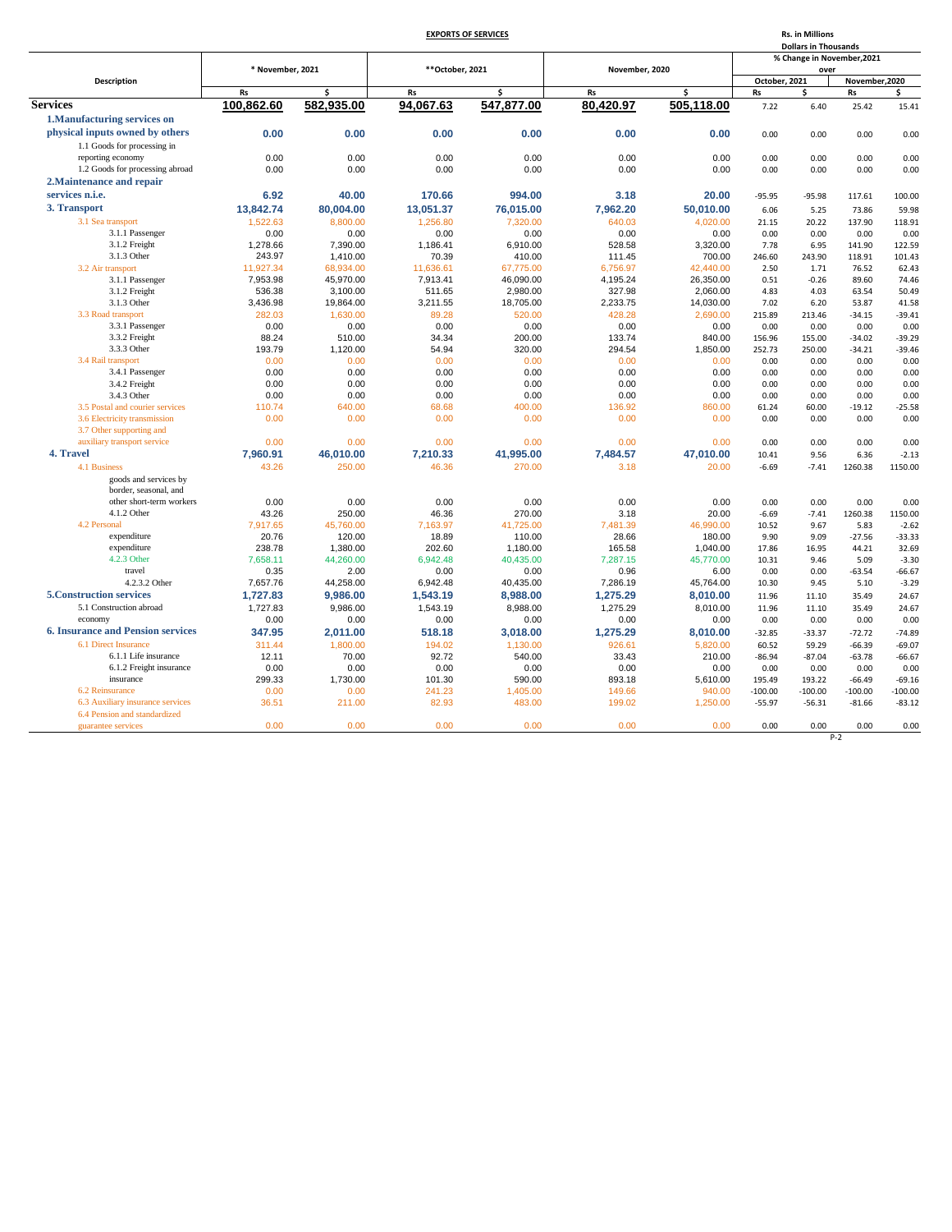# EXPORTS OF SERVICES

Rs. in Millions
Dollars in Thousands

| Description | * November, 2021 | | **October, 2021 | | November, 2020 | | % Change in November,2021 over | | | |
|---|---|---|---|---|---|---|---|---|---|---|
| | | | | | | | October, 2021 | | November,2020 | |
| | Rs | $ | Rs | $ | Rs | $ | Rs | $ | Rs | $ |
| **Services** | **100,862.60** | **582,935.00** | **94,067.63** | **547,877.00** | **80,420.97** | **505,118.00** | 7.22 | 6.40 | 25.42 | 15.41 |
| **1.Manufacturing services on physical inputs owned by others** | **0.00** | **0.00** | **0.00** | **0.00** | **0.00** | **0.00** | 0.00 | 0.00 | 0.00 | 0.00 |
| 1.1 Goods for processing in reporting economy | 0.00 | 0.00 | 0.00 | 0.00 | 0.00 | 0.00 | 0.00 | 0.00 | 0.00 | 0.00 |
| 1.2 Goods for processing abroad | 0.00 | 0.00 | 0.00 | 0.00 | 0.00 | 0.00 | 0.00 | 0.00 | 0.00 | 0.00 |
| **2.Maintenance and repair services n.i.e.** | **6.92** | **40.00** | **170.66** | **994.00** | **3.18** | **20.00** | -95.95 | -95.98 | 117.61 | 100.00 |
| **3. Transport** | **13,842.74** | **80,004.00** | **13,051.37** | **76,015.00** | **7,962.20** | **50,010.00** | 6.06 | 5.25 | 73.86 | 59.98 |
| 3.1 Sea transport | 1,522.63 | 8,800.00 | 1,256.80 | 7,320.00 | 640.03 | 4,020.00 | 21.15 | 20.22 | 137.90 | 118.91 |
| 3.1.1 Passenger | 0.00 | 0.00 | 0.00 | 0.00 | 0.00 | 0.00 | 0.00 | 0.00 | 0.00 | 0.00 |
| 3.1.2 Freight | 1,278.66 | 7,390.00 | 1,186.41 | 6,910.00 | 528.58 | 3,320.00 | 7.78 | 6.95 | 141.90 | 122.59 |
| 3.1.3 Other | 243.97 | 1,410.00 | 70.39 | 410.00 | 111.45 | 700.00 | 246.60 | 243.90 | 118.91 | 101.43 |
| 3.2 Air transport | 11,927.34 | 68,934.00 | 11,636.61 | 67,775.00 | 6,756.97 | 42,440.00 | 2.50 | 1.71 | 76.52 | 62.43 |
| 3.1.1 Passenger | 7,953.98 | 45,970.00 | 7,913.41 | 46,090.00 | 4,195.24 | 26,350.00 | 0.51 | -0.26 | 89.60 | 74.46 |
| 3.1.2 Freight | 536.38 | 3,100.00 | 511.65 | 2,980.00 | 327.98 | 2,060.00 | 4.83 | 4.03 | 63.54 | 50.49 |
| 3.1.3 Other | 3,436.98 | 19,864.00 | 3,211.55 | 18,705.00 | 2,233.75 | 14,030.00 | 7.02 | 6.20 | 53.87 | 41.58 |
| 3.3 Road transport | 282.03 | 1,630.00 | 89.28 | 520.00 | 428.28 | 2,690.00 | 215.89 | 213.46 | -34.15 | -39.41 |
| 3.3.1 Passenger | 0.00 | 0.00 | 0.00 | 0.00 | 0.00 | 0.00 | 0.00 | 0.00 | 0.00 | 0.00 |
| 3.3.2 Freight | 88.24 | 510.00 | 34.34 | 200.00 | 133.74 | 840.00 | 156.96 | 155.00 | -34.02 | -39.29 |
| 3.3.3 Other | 193.79 | 1,120.00 | 54.94 | 320.00 | 294.54 | 1,850.00 | 252.73 | 250.00 | -34.21 | -39.46 |
| 3.4 Rail transport | 0.00 | 0.00 | 0.00 | 0.00 | 0.00 | 0.00 | 0.00 | 0.00 | 0.00 | 0.00 |
| 3.4.1 Passenger | 0.00 | 0.00 | 0.00 | 0.00 | 0.00 | 0.00 | 0.00 | 0.00 | 0.00 | 0.00 |
| 3.4.2 Freight | 0.00 | 0.00 | 0.00 | 0.00 | 0.00 | 0.00 | 0.00 | 0.00 | 0.00 | 0.00 |
| 3.4.3 Other | 0.00 | 0.00 | 0.00 | 0.00 | 0.00 | 0.00 | 0.00 | 0.00 | 0.00 | 0.00 |
| 3.5 Postal and courier services | 110.74 | 640.00 | 68.68 | 400.00 | 136.92 | 860.00 | 61.24 | 60.00 | -19.12 | -25.58 |
| 3.6 Electricity transmission | 0.00 | 0.00 | 0.00 | 0.00 | 0.00 | 0.00 | 0.00 | 0.00 | 0.00 | 0.00 |
| 3.7 Other supporting and auxiliary transport service | 0.00 | 0.00 | 0.00 | 0.00 | 0.00 | 0.00 | 0.00 | 0.00 | 0.00 | 0.00 |
| **4. Travel** | **7,960.91** | **46,010.00** | **7,210.33** | **41,995.00** | **7,484.57** | **47,010.00** | 10.41 | 9.56 | 6.36 | -2.13 |
| 4.1 Business | 43.26 | 250.00 | 46.36 | 270.00 | 3.18 | 20.00 | -6.69 | -7.41 | 1260.38 | 1150.00 |
| goods and services by border, seasonal, and other short-term workers | 0.00 | 0.00 | 0.00 | 0.00 | 0.00 | 0.00 | 0.00 | 0.00 | 0.00 | 0.00 |
| 4.1.2 Other | 43.26 | 250.00 | 46.36 | 270.00 | 3.18 | 20.00 | -6.69 | -7.41 | 1260.38 | 1150.00 |
| 4.2 Personal | 7,917.65 | 45,760.00 | 7,163.97 | 41,725.00 | 7,481.39 | 46,990.00 | 10.52 | 9.67 | 5.83 | -2.62 |
| expenditure | 20.76 | 120.00 | 18.89 | 110.00 | 28.66 | 180.00 | 9.90 | 9.09 | -27.56 | -33.33 |
| expenditure | 238.78 | 1,380.00 | 202.60 | 1,180.00 | 165.58 | 1,040.00 | 17.86 | 16.95 | 44.21 | 32.69 |
| 4.2.3 Other | 7,658.11 | 44,260.00 | 6,942.48 | 40,435.00 | 7,287.15 | 45,770.00 | 10.31 | 9.46 | 5.09 | -3.30 |
| travel | 0.35 | 2.00 | 0.00 | 0.00 | 0.96 | 6.00 | 0.00 | 0.00 | -63.54 | -66.67 |
| 4.2.3.2 Other | 7,657.76 | 44,258.00 | 6,942.48 | 40,435.00 | 7,286.19 | 45,764.00 | 10.30 | 9.45 | 5.10 | -3.29 |
| **5.Construction services** | **1,727.83** | **9,986.00** | **1,543.19** | **8,988.00** | **1,275.29** | **8,010.00** | 11.96 | 11.10 | 35.49 | 24.67 |
| 5.1 Construction abroad | 1,727.83 | 9,986.00 | 1,543.19 | 8,988.00 | 1,275.29 | 8,010.00 | 11.96 | 11.10 | 35.49 | 24.67 |
| economy | 0.00 | 0.00 | 0.00 | 0.00 | 0.00 | 0.00 | 0.00 | 0.00 | 0.00 | 0.00 |
| **6. Insurance and Pension services** | **347.95** | **2,011.00** | **518.18** | **3,018.00** | **1,275.29** | **8,010.00** | -32.85 | -33.37 | -72.72 | -74.89 |
| 6.1 Direct Insurance | 311.44 | 1,800.00 | 194.02 | 1,130.00 | 926.61 | 5,820.00 | 60.52 | 59.29 | -66.39 | -69.07 |
| 6.1.1 Life insurance | 12.11 | 70.00 | 92.72 | 540.00 | 33.43 | 210.00 | -86.94 | -87.04 | -63.78 | -66.67 |
| 6.1.2 Freight insurance | 0.00 | 0.00 | 0.00 | 0.00 | 0.00 | 0.00 | 0.00 | 0.00 | 0.00 | 0.00 |
| insurance | 299.33 | 1,730.00 | 101.30 | 590.00 | 893.18 | 5,610.00 | 195.49 | 193.22 | -66.49 | -69.16 |
| 6.2 Reinsurance | 0.00 | 0.00 | 241.23 | 1,405.00 | 149.66 | 940.00 | -100.00 | -100.00 | -100.00 | -100.00 |
| 6.3 Auxiliary insurance services | 36.51 | 211.00 | 82.93 | 483.00 | 199.02 | 1,250.00 | -55.97 | -56.31 | -81.66 | -83.12 |
| 6.4 Pension and standardized guarantee services | 0.00 | 0.00 | 0.00 | 0.00 | 0.00 | 0.00 | 0.00 | 0.00 | 0.00 | 0.00 |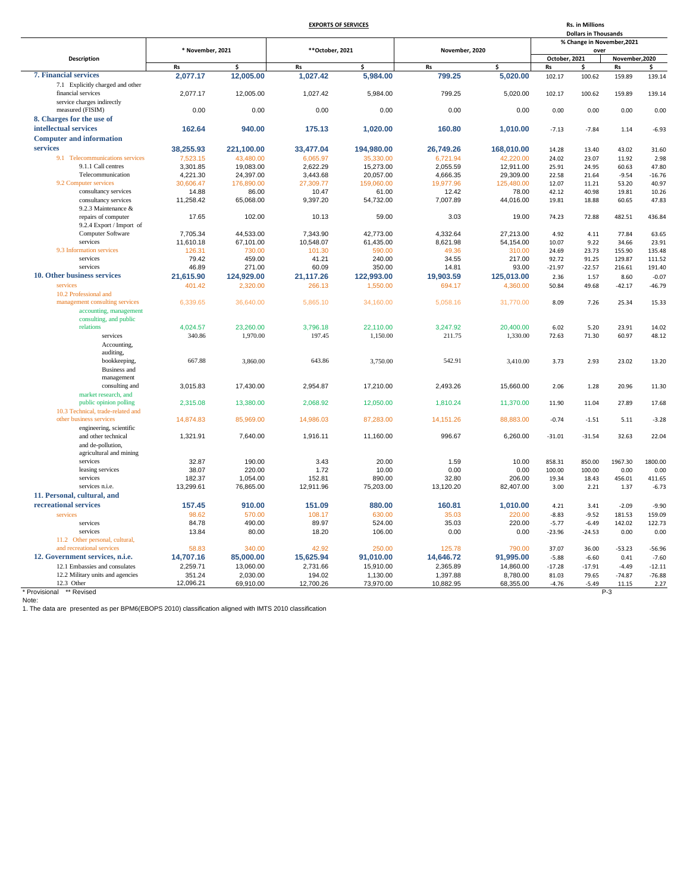**EXPORTS OF SERVICES**

Rs. in Millions
Dollars in Thousands

| Description | * November, 2021 | | **October, 2021 | | November, 2020 | | % Change in November,2021 over | | | |
|---|---|---|---|---|---|---|---|---|---|---|
| | | | | | | | October, 2021 | | November,2020 | |
| | Rs | $ | Rs | $ | Rs | $ | Rs | $ | Rs | $ |
| **7. Financial services** | **2,077.17** | **12,005.00** | **1,027.42** | **5,984.00** | **799.25** | **5,020.00** | 102.17 | 100.62 | 159.89 | 139.14 |
| 7.1 Explicitly charged and other financial services | 2,077.17 | 12,005.00 | 1,027.42 | 5,984.00 | 799.25 | 5,020.00 | 102.17 | 100.62 | 159.89 | 139.14 |
| service charges indirectly measured (FISIM) | 0.00 | 0.00 | 0.00 | 0.00 | 0.00 | 0.00 | 0.00 | 0.00 | 0.00 | 0.00 |
| **8. Charges for the use of intellectual services** | **162.64** | **940.00** | **175.13** | **1,020.00** | **160.80** | **1,010.00** | -7.13 | -7.84 | 1.14 | -6.93 |
| **Computer and information services** | **38,255.93** | **221,100.00** | **33,477.04** | **194,980.00** | **26,749.26** | **168,010.00** | 14.28 | 13.40 | 43.02 | 31.60 |
| 9.1 Telecommunications services | 7,523.15 | 43,480.00 | 6,065.97 | 35,330.00 | 6,721.94 | 42,220.00 | 24.02 | 23.07 | 11.92 | 2.98 |
| 9.1.1 Call centres | 3,301.85 | 19,083.00 | 2,622.29 | 15,273.00 | 2,055.59 | 12,911.00 | 25.91 | 24.95 | 60.63 | 47.80 |
| Telecommunication | 4,221.30 | 24,397.00 | 3,443.68 | 20,057.00 | 4,666.35 | 29,309.00 | 22.58 | 21.64 | -9.54 | -16.76 |
| 9.2 Computer services | 30,606.47 | 176,890.00 | 27,309.77 | 159,060.00 | 19,977.96 | 125,480.00 | 12.07 | 11.21 | 53.20 | 40.97 |
| consultancy services | 14.88 | 86.00 | 10.47 | 61.00 | 12.42 | 78.00 | 42.12 | 40.98 | 19.81 | 10.26 |
| consultancy services | 11,258.42 | 65,068.00 | 9,397.20 | 54,732.00 | 7,007.89 | 44,016.00 | 19.81 | 18.88 | 60.65 | 47.83 |
| 9.2.3 Maintenance & repairs of computer | 17.65 | 102.00 | 10.13 | 59.00 | 3.03 | 19.00 | 74.23 | 72.88 | 482.51 | 436.84 |
| 9.2.4 Export / Import of Computer Software | 7,705.34 | 44,533.00 | 7,343.90 | 42,773.00 | 4,332.64 | 27,213.00 | 4.92 | 4.11 | 77.84 | 63.65 |
| services | 11,610.18 | 67,101.00 | 10,548.07 | 61,435.00 | 8,621.98 | 54,154.00 | 10.07 | 9.22 | 34.66 | 23.91 |
| 9.3 Information services | 126.31 | 730.00 | 101.30 | 590.00 | 49.36 | 310.00 | 24.69 | 23.73 | 155.90 | 135.48 |
| services | 79.42 | 459.00 | 41.21 | 240.00 | 34.55 | 217.00 | 92.72 | 91.25 | 129.87 | 111.52 |
| services | 46.89 | 271.00 | 60.09 | 350.00 | 14.81 | 93.00 | -21.97 | -22.57 | 216.61 | 191.40 |
| **10. Other business services** | **21,615.90** | **124,929.00** | **21,117.26** | **122,993.00** | **19,903.59** | **125,013.00** | 2.36 | 1.57 | 8.60 | -0.07 |
| services | 401.42 | 2,320.00 | 266.13 | 1,550.00 | 694.17 | 4,360.00 | 50.84 | 49.68 | -42.17 | -46.79 |
| 10.2 Professional and management consulting services | 6,339.65 | 36,640.00 | 5,865.10 | 34,160.00 | 5,058.16 | 31,770.00 | 8.09 | 7.26 | 25.34 | 15.33 |
| accounting, management consulting, and public relations | 4,024.57 | 23,260.00 | 3,796.18 | 22,110.00 | 3,247.92 | 20,400.00 | 6.02 | 5.20 | 23.91 | 14.02 |
| services | 340.86 | 1,970.00 | 197.45 | 1,150.00 | 211.75 | 1,330.00 | 72.63 | 71.30 | 60.97 | 48.12 |
| Accounting, auditing, bookkeeping, | 667.88 | 3,860.00 | 643.86 | 3,750.00 | 542.91 | 3,410.00 | 3.73 | 2.93 | 23.02 | 13.20 |
| Business and management consulting and | 3,015.83 | 17,430.00 | 2,954.87 | 17,210.00 | 2,493.26 | 15,660.00 | 2.06 | 1.28 | 20.96 | 11.30 |
| market research, and public opinion polling | 2,315.08 | 13,380.00 | 2,068.92 | 12,050.00 | 1,810.24 | 11,370.00 | 11.90 | 11.04 | 27.89 | 17.68 |
| 10.3 Technical, trade-related and other business services | 14,874.83 | 85,969.00 | 14,986.03 | 87,283.00 | 14,151.26 | 88,883.00 | -0.74 | -1.51 | 5.11 | -3.28 |
| engineering, scientific and other technical | 1,321.91 | 7,640.00 | 1,916.11 | 11,160.00 | 996.67 | 6,260.00 | -31.01 | -31.54 | 32.63 | 22.04 |
| and de-pollution, agricultural and mining services | 32.87 | 190.00 | 3.43 | 20.00 | 1.59 | 10.00 | 858.31 | 850.00 | 1967.30 | 1800.00 |
| leasing services | 38.07 | 220.00 | 1.72 | 10.00 | 0.00 | 0.00 | 100.00 | 100.00 | 0.00 | 0.00 |
| services | 182.37 | 1,054.00 | 152.81 | 890.00 | 32.80 | 206.00 | 19.34 | 18.43 | 456.01 | 411.65 |
| services n.i.e. | 13,299.61 | 76,865.00 | 12,911.96 | 75,203.00 | 13,120.20 | 82,407.00 | 3.00 | 2.21 | 1.37 | -6.73 |
| **11. Personal, cultural, and recreational services** | **157.45** | **910.00** | **151.09** | **880.00** | **160.81** | **1,010.00** | 4.21 | 3.41 | -2.09 | -9.90 |
| services | 98.62 | 570.00 | 108.17 | 630.00 | 35.03 | 220.00 | -8.83 | -9.52 | 181.53 | 159.09 |
| services | 84.78 | 490.00 | 89.97 | 524.00 | 35.03 | 220.00 | -5.77 | -6.49 | 142.02 | 122.73 |
| services | 13.84 | 80.00 | 18.20 | 106.00 | 0.00 | 0.00 | -23.96 | -24.53 | 0.00 | 0.00 |
| 11.2 Other personal, cultural, and recreational services | 58.83 | 340.00 | 42.92 | 250.00 | 125.78 | 790.00 | 37.07 | 36.00 | -53.23 | -56.96 |
| **12. Government services, n.i.e.** | **14,707.16** | **85,000.00** | **15,625.94** | **91,010.00** | **14,646.72** | **91,995.00** | -5.88 | -6.60 | 0.41 | -7.60 |
| 12.1 Embassies and consulates | 2,259.71 | 13,060.00 | 2,731.66 | 15,910.00 | 2,365.89 | 14,860.00 | -17.28 | -17.91 | -4.49 | -12.11 |
| 12.2 Military units and agencies | 351.24 | 2,030.00 | 194.02 | 1,130.00 | 1,397.88 | 8,780.00 | 81.03 | 79.65 | -74.87 | -76.88 |
| 12.3 Other | 12,096.21 | 69,910.00 | 12,700.26 | 73,970.00 | 10,882.95 | 68,355.00 | -4.76 | -5.49 | 11.15 | 2.27 |

\* Provisional  ** Revised

Note:

1. The data are presented as per BPM6(EBOPS 2010) classification aligned with IMTS 2010 classification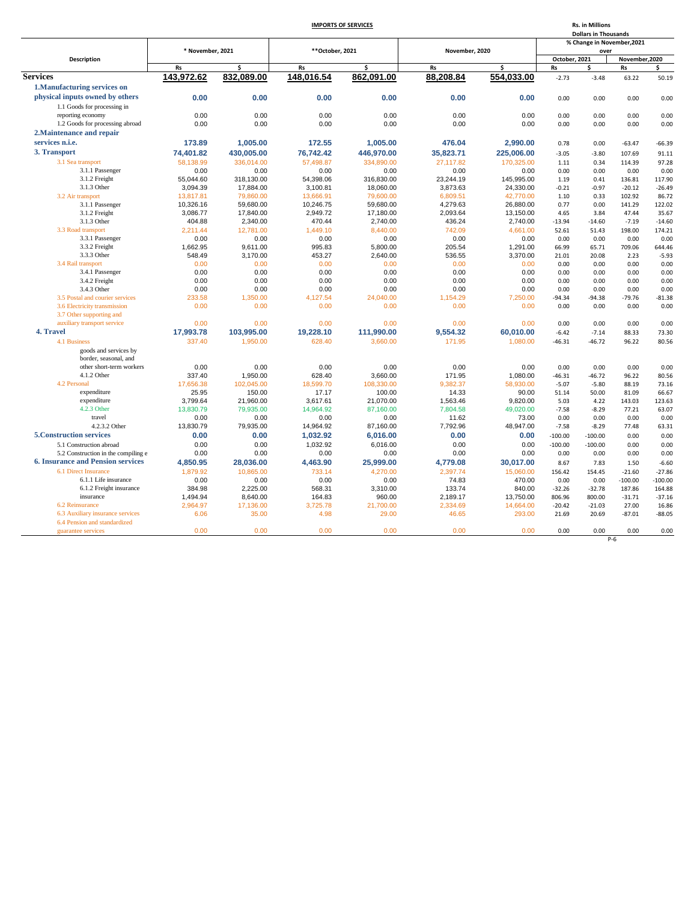**IMPORTS OF SERVICES**

Rs. in Millions
Dollars in Thousands

| Description | * November, 2021 | | **October, 2021 | | November, 2020 | | % Change in November,2021 over | | | |
|---|---|---|---|---|---|---|---|---|---|---|
| | | | | | | | October, 2021 | | November,2020 | |
| | Rs | $ | Rs | $ | Rs | $ | Rs | $ | Rs | $ |
| **Services** | **143,972.62** | **832,089.00** | **148,016.54** | **862,091.00** | **88,208.84** | **554,033.00** | -2.73 | -3.48 | 63.22 | 50.19 |
| **1.Manufacturing services on physical inputs owned by others** | **0.00** | **0.00** | **0.00** | **0.00** | **0.00** | **0.00** | 0.00 | 0.00 | 0.00 | 0.00 |
| 1.1 Goods for processing in reporting economy | 0.00 | 0.00 | 0.00 | 0.00 | 0.00 | 0.00 | 0.00 | 0.00 | 0.00 | 0.00 |
| 1.2 Goods for processing abroad | 0.00 | 0.00 | 0.00 | 0.00 | 0.00 | 0.00 | 0.00 | 0.00 | 0.00 | 0.00 |
| **2.Maintenance and repair services n.i.e.** | **173.89** | **1,005.00** | **172.55** | **1,005.00** | **476.04** | **2,990.00** | 0.78 | 0.00 | -63.47 | -66.39 |
| **3. Transport** | **74,401.82** | **430,005.00** | **76,742.42** | **446,970.00** | **35,823.71** | **225,006.00** | -3.05 | -3.80 | 107.69 | 91.11 |
| 3.1 Sea transport | 58,138.99 | 336,014.00 | 57,498.87 | 334,890.00 | 27,117.82 | 170,325.00 | 1.11 | 0.34 | 114.39 | 97.28 |
| 3.1.1 Passenger | 0.00 | 0.00 | 0.00 | 0.00 | 0.00 | 0.00 | 0.00 | 0.00 | 0.00 | 0.00 |
| 3.1.2 Freight | 55,044.60 | 318,130.00 | 54,398.06 | 316,830.00 | 23,244.19 | 145,995.00 | 1.19 | 0.41 | 136.81 | 117.90 |
| 3.1.3 Other | 3,094.39 | 17,884.00 | 3,100.81 | 18,060.00 | 3,873.63 | 24,330.00 | -0.21 | -0.97 | -20.12 | -26.49 |
| 3.2 Air transport | 13,817.81 | 79,860.00 | 13,666.91 | 79,600.00 | 6,809.51 | 42,770.00 | 1.10 | 0.33 | 102.92 | 86.72 |
| 3.1.1 Passenger | 10,326.16 | 59,680.00 | 10,246.75 | 59,680.00 | 4,279.63 | 26,880.00 | 0.77 | 0.00 | 141.29 | 122.02 |
| 3.1.2 Freight | 3,086.77 | 17,840.00 | 2,949.72 | 17,180.00 | 2,093.64 | 13,150.00 | 4.65 | 3.84 | 47.44 | 35.67 |
| 3.1.3 Other | 404.88 | 2,340.00 | 470.44 | 2,740.00 | 436.24 | 2,740.00 | -13.94 | -14.60 | -7.19 | -14.60 |
| 3.3 Road transport | 2,211.44 | 12,781.00 | 1,449.10 | 8,440.00 | 742.09 | 4,661.00 | 52.61 | 51.43 | 198.00 | 174.21 |
| 3.3.1 Passenger | 0.00 | 0.00 | 0.00 | 0.00 | 0.00 | 0.00 | 0.00 | 0.00 | 0.00 | 0.00 |
| 3.3.2 Freight | 1,662.95 | 9,611.00 | 995.83 | 5,800.00 | 205.54 | 1,291.00 | 66.99 | 65.71 | 709.06 | 644.46 |
| 3.3.3 Other | 548.49 | 3,170.00 | 453.27 | 2,640.00 | 536.55 | 3,370.00 | 21.01 | 20.08 | 2.23 | -5.93 |
| 3.4 Rail transport | 0.00 | 0.00 | 0.00 | 0.00 | 0.00 | 0.00 | 0.00 | 0.00 | 0.00 | 0.00 |
| 3.4.1 Passenger | 0.00 | 0.00 | 0.00 | 0.00 | 0.00 | 0.00 | 0.00 | 0.00 | 0.00 | 0.00 |
| 3.4.2 Freight | 0.00 | 0.00 | 0.00 | 0.00 | 0.00 | 0.00 | 0.00 | 0.00 | 0.00 | 0.00 |
| 3.4.3 Other | 0.00 | 0.00 | 0.00 | 0.00 | 0.00 | 0.00 | 0.00 | 0.00 | 0.00 | 0.00 |
| 3.5 Postal and courier services | 233.58 | 1,350.00 | 4,127.54 | 24,040.00 | 1,154.29 | 7,250.00 | -94.34 | -94.38 | -79.76 | -81.38 |
| 3.6 Electricity transmission | 0.00 | 0.00 | 0.00 | 0.00 | 0.00 | 0.00 | 0.00 | 0.00 | 0.00 | 0.00 |
| 3.7 Other supporting and auxiliary transport service | 0.00 | 0.00 | 0.00 | 0.00 | 0.00 | 0.00 | 0.00 | 0.00 | 0.00 | 0.00 |
| **4. Travel** | **17,993.78** | **103,995.00** | **19,228.10** | **111,990.00** | **9,554.32** | **60,010.00** | -6.42 | -7.14 | 88.33 | 73.30 |
| 4.1 Business | 337.40 | 1,950.00 | 628.40 | 3,660.00 | 171.95 | 1,080.00 | -46.31 | -46.72 | 96.22 | 80.56 |
| goods and services by border, seasonal, and other short-term workers | 0.00 | 0.00 | 0.00 | 0.00 | 0.00 | 0.00 | 0.00 | 0.00 | 0.00 | 0.00 |
| 4.1.2 Other | 337.40 | 1,950.00 | 628.40 | 3,660.00 | 171.95 | 1,080.00 | -46.31 | -46.72 | 96.22 | 80.56 |
| 4.2 Personal | 17,656.38 | 102,045.00 | 18,599.70 | 108,330.00 | 9,382.37 | 58,930.00 | -5.07 | -5.80 | 88.19 | 73.16 |
| expenditure | 25.95 | 150.00 | 17.17 | 100.00 | 14.33 | 90.00 | 51.14 | 50.00 | 81.09 | 66.67 |
| expenditure | 3,799.64 | 21,960.00 | 3,617.61 | 21,070.00 | 1,563.46 | 9,820.00 | 5.03 | 4.22 | 143.03 | 123.63 |
| 4.2.3 Other | 13,830.79 | 79,935.00 | 14,964.92 | 87,160.00 | 7,804.58 | 49,020.00 | -7.58 | -8.29 | 77.21 | 63.07 |
| travel | 0.00 | 0.00 | 0.00 | 0.00 | 11.62 | 73.00 | 0.00 | 0.00 | 0.00 | 0.00 |
| 4.2.3.2 Other | 13,830.79 | 79,935.00 | 14,964.92 | 87,160.00 | 7,792.96 | 48,947.00 | -7.58 | -8.29 | 77.48 | 63.31 |
| **5.Construction services** | **0.00** | **0.00** | **1,032.92** | **6,016.00** | **0.00** | **0.00** | -100.00 | -100.00 | 0.00 | 0.00 |
| 5.1 Construction abroad | 0.00 | 0.00 | 1,032.92 | 6,016.00 | 0.00 | 0.00 | -100.00 | -100.00 | 0.00 | 0.00 |
| 5.2 Construction in the compiling e | 0.00 | 0.00 | 0.00 | 0.00 | 0.00 | 0.00 | 0.00 | 0.00 | 0.00 | 0.00 |
| **6. Insurance and Pension services** | **4,850.95** | **28,036.00** | **4,463.90** | **25,999.00** | **4,779.08** | **30,017.00** | 8.67 | 7.83 | 1.50 | -6.60 |
| 6.1 Direct Insurance | 1,879.92 | 10,865.00 | 733.14 | 4,270.00 | 2,397.74 | 15,060.00 | 156.42 | 154.45 | -21.60 | -27.86 |
| 6.1.1 Life insurance | 0.00 | 0.00 | 0.00 | 0.00 | 74.83 | 470.00 | 0.00 | 0.00 | -100.00 | -100.00 |
| 6.1.2 Freight insurance | 384.98 | 2,225.00 | 568.31 | 3,310.00 | 133.74 | 840.00 | -32.26 | -32.78 | 187.86 | 164.88 |
| insurance | 1,494.94 | 8,640.00 | 164.83 | 960.00 | 2,189.17 | 13,750.00 | 806.96 | 800.00 | -31.71 | -37.16 |
| 6.2 Reinsurance | 2,964.97 | 17,136.00 | 3,725.78 | 21,700.00 | 2,334.69 | 14,664.00 | -20.42 | -21.03 | 27.00 | 16.86 |
| 6.3 Auxiliary insurance services | 6.06 | 35.00 | 4.98 | 29.00 | 46.65 | 293.00 | 21.69 | 20.69 | -87.01 | -88.05 |
| 6.4 Pension and standardized guarantee services | 0.00 | 0.00 | 0.00 | 0.00 | 0.00 | 0.00 | 0.00 | 0.00 | 0.00 | 0.00 |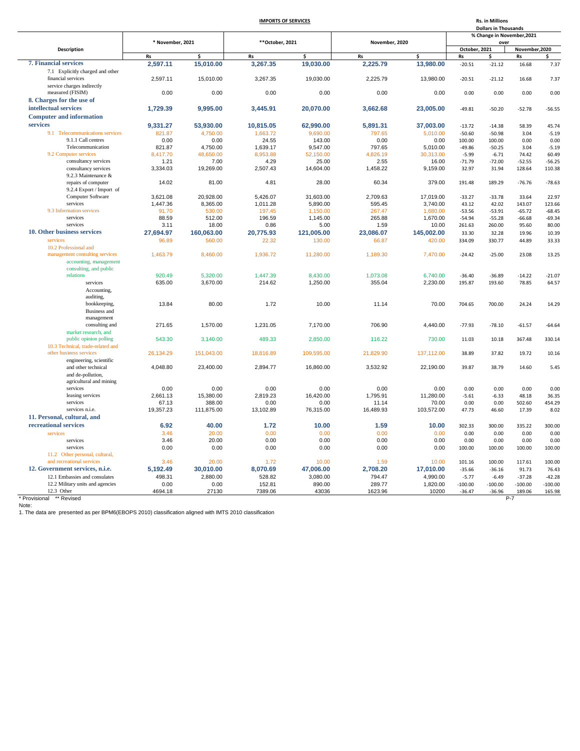**IMPORTS OF SERVICES**

Rs. in Millions
Dollars in Thousands

| Description | * November, 2021 | | **October, 2021 | | November, 2020 | | % Change in November,2021 over | | | |
|---|---|---|---|---|---|---|---|---|---|---|
| | | | | | | | October, 2021 | | November,2020 | |
| | Rs | $ | Rs | $ | Rs | $ | Rs | $ | Rs | $ |
| **7. Financial services** | **2,597.11** | **15,010.00** | **3,267.35** | **19,030.00** | **2,225.79** | **13,980.00** | -20.51 | -21.12 | 16.68 | 7.37 |
| 7.1 Explicitly charged and other financial services | 2,597.11 | 15,010.00 | 3,267.35 | 19,030.00 | 2,225.79 | 13,980.00 | -20.51 | -21.12 | 16.68 | 7.37 |
| service charges indirectly measured (FISIM) | 0.00 | 0.00 | 0.00 | 0.00 | 0.00 | 0.00 | 0.00 | 0.00 | 0.00 | 0.00 |
| **8. Charges for the use of intellectual services** | **1,729.39** | **9,995.00** | **3,445.91** | **20,070.00** | **3,662.68** | **23,005.00** | -49.81 | -50.20 | -52.78 | -56.55 |
| **Computer and information services** | **9,331.27** | **53,930.00** | **10,815.05** | **62,990.00** | **5,891.31** | **37,003.00** | -13.72 | -14.38 | 58.39 | 45.74 |
| 9.1 Telecommunications services | 821.87 | 4,750.00 | 1,663.72 | 9,690.00 | 797.65 | 5,010.00 | -50.60 | -50.98 | 3.04 | -5.19 |
| 9.1.1 Call centres | 0.00 | 0.00 | 24.55 | 143.00 | 0.00 | 0.00 | 100.00 | 100.00 | 0.00 | 0.00 |
| Telecommunication | 821.87 | 4,750.00 | 1,639.17 | 9,547.00 | 797.65 | 5,010.00 | -49.86 | -50.25 | 3.04 | -5.19 |
| 9.2 Computer services | 8,417.70 | 48,650.00 | 8,953.88 | 52,150.00 | 4,826.19 | 30,313.00 | -5.99 | -6.71 | 74.42 | 60.49 |
| consultancy services | 1.21 | 7.00 | 4.29 | 25.00 | 2.55 | 16.00 | -71.79 | -72.00 | -52.55 | -56.25 |
| consultancy services | 3,334.03 | 19,269.00 | 2,507.43 | 14,604.00 | 1,458.22 | 9,159.00 | 32.97 | 31.94 | 128.64 | 110.38 |
| 9.2.3 Maintenance & repairs of computer | 14.02 | 81.00 | 4.81 | 28.00 | 60.34 | 379.00 | 191.48 | 189.29 | -76.76 | -78.63 |
| 9.2.4 Export / Import of Computer Software | 3,621.08 | 20,928.00 | 5,426.07 | 31,603.00 | 2,709.63 | 17,019.00 | -33.27 | -33.78 | 33.64 | 22.97 |
| services | 1,447.36 | 8,365.00 | 1,011.28 | 5,890.00 | 595.45 | 3,740.00 | 43.12 | 42.02 | 143.07 | 123.66 |
| 9.3 Information services | 91.70 | 530.00 | 197.45 | 1,150.00 | 267.47 | 1,680.00 | -53.56 | -53.91 | -65.72 | -68.45 |
| services | 88.59 | 512.00 | 196.59 | 1,145.00 | 265.88 | 1,670.00 | -54.94 | -55.28 | -66.68 | -69.34 |
| services | 3.11 | 18.00 | 0.86 | 5.00 | 1.59 | 10.00 | 261.63 | 260.00 | 95.60 | 80.00 |
| **10. Other business services** | **27,694.97** | **160,063.00** | **20,775.93** | **121,005.00** | **23,086.07** | **145,002.00** | 33.30 | 32.28 | 19.96 | 10.39 |
| services | 96.89 | 560.00 | 22.32 | 130.00 | 66.87 | 420.00 | 334.09 | 330.77 | 44.89 | 33.33 |
| 10.2 Professional and management consulting services | 1,463.79 | 8,460.00 | 1,936.72 | 11,280.00 | 1,189.30 | 7,470.00 | -24.42 | -25.00 | 23.08 | 13.25 |
| accounting, management consulting, and public relations | 920.49 | 5,320.00 | 1,447.39 | 8,430.00 | 1,073.08 | 6,740.00 | -36.40 | -36.89 | -14.22 | -21.07 |
| services | 635.00 | 3,670.00 | 214.62 | 1,250.00 | 355.04 | 2,230.00 | 195.87 | 193.60 | 78.85 | 64.57 |
| Accounting, auditing, bookkeeping, | 13.84 | 80.00 | 1.72 | 10.00 | 11.14 | 70.00 | 704.65 | 700.00 | 24.24 | 14.29 |
| Business and management consulting and | 271.65 | 1,570.00 | 1,231.05 | 7,170.00 | 706.90 | 4,440.00 | -77.93 | -78.10 | -61.57 | -64.64 |
| market research, and public opinion polling | 543.30 | 3,140.00 | 489.33 | 2,850.00 | 116.22 | 730.00 | 11.03 | 10.18 | 367.48 | 330.14 |
| 10.3 Technical, trade-related and other business services | 26,134.29 | 151,043.00 | 18,816.89 | 109,595.00 | 21,829.90 | 137,112.00 | 38.89 | 37.82 | 19.72 | 10.16 |
| engineering, scientific and other technical | 4,048.80 | 23,400.00 | 2,894.77 | 16,860.00 | 3,532.92 | 22,190.00 | 39.87 | 38.79 | 14.60 | 5.45 |
| and de-pollution, agricultural and mining services | 0.00 | 0.00 | 0.00 | 0.00 | 0.00 | 0.00 | 0.00 | 0.00 | 0.00 | 0.00 |
| leasing services | 2,661.13 | 15,380.00 | 2,819.23 | 16,420.00 | 1,795.91 | 11,280.00 | -5.61 | -6.33 | 48.18 | 36.35 |
| services | 67.13 | 388.00 | 0.00 | 0.00 | 11.14 | 70.00 | 0.00 | 0.00 | 502.60 | 454.29 |
| services n.i.e. | 19,357.23 | 111,875.00 | 13,102.89 | 76,315.00 | 16,489.93 | 103,572.00 | 47.73 | 46.60 | 17.39 | 8.02 |
| **11. Personal, cultural, and recreational services** | **6.92** | **40.00** | **1.72** | **10.00** | **1.59** | **10.00** | 302.33 | 300.00 | 335.22 | 300.00 |
| services | 3.46 | 20.00 | 0.00 | 0.00 | 0.00 | 0.00 | 0.00 | 0.00 | 0.00 | 0.00 |
| services | 3.46 | 20.00 | 0.00 | 0.00 | 0.00 | 0.00 | 0.00 | 0.00 | 0.00 | 0.00 |
| services | 0.00 | 0.00 | 0.00 | 0.00 | 0.00 | 0.00 | 100.00 | 100.00 | 100.00 | 100.00 |
| 11.2 Other personal, cultural, and recreational services | 3.46 | 20.00 | 1.72 | 10.00 | 1.59 | 10.00 | 101.16 | 100.00 | 117.61 | 100.00 |
| **12. Government services, n.i.e.** | **5,192.49** | **30,010.00** | **8,070.69** | **47,006.00** | **2,708.20** | **17,010.00** | -35.66 | -36.16 | 91.73 | 76.43 |
| 12.1 Embassies and consulates | 498.31 | 2,880.00 | 528.82 | 3,080.00 | 794.47 | 4,990.00 | -5.77 | -6.49 | -37.28 | -42.28 |
| 12.2 Military units and agencies | 0.00 | 0.00 | 152.81 | 890.00 | 289.77 | 1,820.00 | -100.00 | -100.00 | -100.00 | -100.00 |
| 12.3 Other | 4694.18 | 27130 | 7389.06 | 43036 | 1623.96 | 10200 | -36.47 | -36.96 | 189.06 | 165.98 |

\* Provisional ** Revised

Note:

1. The data are presented as per BPM6(EBOPS 2010) classification aligned with IMTS 2010 classification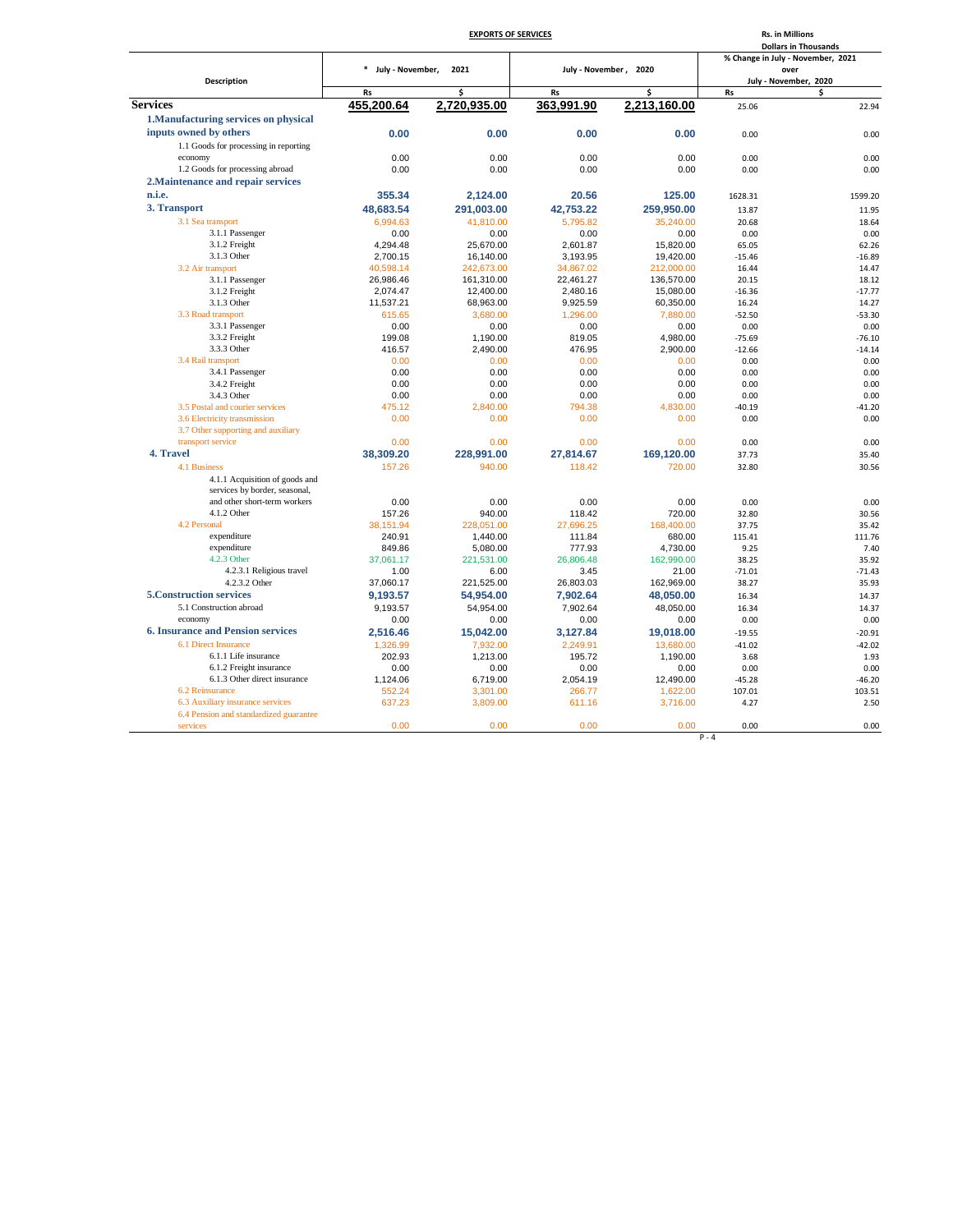## EXPORTS OF SERVICES

Rs. in Millions
Dollars in Thousands

| Description | * July - November, 2021 | | July - November , 2020 | | % Change in July - November, 2021 over July - November, 2020 | |
|---|---|---|---|---|---|---|
| | Rs | $ | Rs | $ | Rs | $ |
| **Services** | **455,200.64** | **2,720,935.00** | **363,991.90** | **2,213,160.00** | 25.06 | 22.94 |
| **1.Manufacturing services on physical inputs owned by others** | **0.00** | **0.00** | **0.00** | **0.00** | 0.00 | 0.00 |
| 1.1 Goods for processing in reporting economy | 0.00 | 0.00 | 0.00 | 0.00 | 0.00 | 0.00 |
| 1.2 Goods for processing abroad | 0.00 | 0.00 | 0.00 | 0.00 | 0.00 | 0.00 |
| **2.Maintenance and repair services n.i.e.** | **355.34** | **2,124.00** | **20.56** | **125.00** | 1628.31 | 1599.20 |
| **3. Transport** | **48,683.54** | **291,003.00** | **42,753.22** | **259,950.00** | 13.87 | 11.95 |
| 3.1 Sea transport | 6,994.63 | 41,810.00 | 5,795.82 | 35,240.00 | 20.68 | 18.64 |
| 3.1.1 Passenger | 0.00 | 0.00 | 0.00 | 0.00 | 0.00 | 0.00 |
| 3.1.2 Freight | 4,294.48 | 25,670.00 | 2,601.87 | 15,820.00 | 65.05 | 62.26 |
| 3.1.3 Other | 2,700.15 | 16,140.00 | 3,193.95 | 19,420.00 | -15.46 | -16.89 |
| 3.2 Air transport | 40,598.14 | 242,673.00 | 34,867.02 | 212,000.00 | 16.44 | 14.47 |
| 3.1.1 Passenger | 26,986.46 | 161,310.00 | 22,461.27 | 136,570.00 | 20.15 | 18.12 |
| 3.1.2 Freight | 2,074.47 | 12,400.00 | 2,480.16 | 15,080.00 | -16.36 | -17.77 |
| 3.1.3 Other | 11,537.21 | 68,963.00 | 9,925.59 | 60,350.00 | 16.24 | 14.27 |
| 3.3 Road transport | 615.65 | 3,680.00 | 1,296.00 | 7,880.00 | -52.50 | -53.30 |
| 3.3.1 Passenger | 0.00 | 0.00 | 0.00 | 0.00 | 0.00 | 0.00 |
| 3.3.2 Freight | 199.08 | 1,190.00 | 819.05 | 4,980.00 | -75.69 | -76.10 |
| 3.3.3 Other | 416.57 | 2,490.00 | 476.95 | 2,900.00 | -12.66 | -14.14 |
| 3.4 Rail transport | 0.00 | 0.00 | 0.00 | 0.00 | 0.00 | 0.00 |
| 3.4.1 Passenger | 0.00 | 0.00 | 0.00 | 0.00 | 0.00 | 0.00 |
| 3.4.2 Freight | 0.00 | 0.00 | 0.00 | 0.00 | 0.00 | 0.00 |
| 3.4.3 Other | 0.00 | 0.00 | 0.00 | 0.00 | 0.00 | 0.00 |
| 3.5 Postal and courier services | 475.12 | 2,840.00 | 794.38 | 4,830.00 | -40.19 | -41.20 |
| 3.6 Electricity transmission | 0.00 | 0.00 | 0.00 | 0.00 | 0.00 | 0.00 |
| 3.7 Other supporting and auxiliary transport service | 0.00 | 0.00 | 0.00 | 0.00 | 0.00 | 0.00 |
| **4. Travel** | **38,309.20** | **228,991.00** | **27,814.67** | **169,120.00** | 37.73 | 35.40 |
| 4.1 Business | 157.26 | 940.00 | 118.42 | 720.00 | 32.80 | 30.56 |
| 4.1.1 Acquisition of goods and services by border, seasonal, and other short-term workers | 0.00 | 0.00 | 0.00 | 0.00 | 0.00 | 0.00 |
| 4.1.2 Other | 157.26 | 940.00 | 118.42 | 720.00 | 32.80 | 30.56 |
| 4.2 Personal | 38,151.94 | 228,051.00 | 27,696.25 | 168,400.00 | 37.75 | 35.42 |
| expenditure | 240.91 | 1,440.00 | 111.84 | 680.00 | 115.41 | 111.76 |
| expenditure | 849.86 | 5,080.00 | 777.93 | 4,730.00 | 9.25 | 7.40 |
| 4.2.3 Other | 37,061.17 | 221,531.00 | 26,806.48 | 162,990.00 | 38.25 | 35.92 |
| 4.2.3.1 Religious travel | 1.00 | 6.00 | 3.45 | 21.00 | -71.01 | -71.43 |
| 4.2.3.2 Other | 37,060.17 | 221,525.00 | 26,803.03 | 162,969.00 | 38.27 | 35.93 |
| **5.Construction services** | **9,193.57** | **54,954.00** | **7,902.64** | **48,050.00** | 16.34 | 14.37 |
| 5.1 Construction abroad | 9,193.57 | 54,954.00 | 7,902.64 | 48,050.00 | 16.34 | 14.37 |
| economy | 0.00 | 0.00 | 0.00 | 0.00 | 0.00 | 0.00 |
| **6. Insurance and Pension services** | **2,516.46** | **15,042.00** | **3,127.84** | **19,018.00** | -19.55 | -20.91 |
| 6.1 Direct Insurance | 1,326.99 | 7,932.00 | 2,249.91 | 13,680.00 | -41.02 | -42.02 |
| 6.1.1 Life insurance | 202.93 | 1,213.00 | 195.72 | 1,190.00 | 3.68 | 1.93 |
| 6.1.2 Freight insurance | 0.00 | 0.00 | 0.00 | 0.00 | 0.00 | 0.00 |
| 6.1.3 Other direct insurance | 1,124.06 | 6,719.00 | 2,054.19 | 12,490.00 | -45.28 | -46.20 |
| 6.2 Reinsurance | 552.24 | 3,301.00 | 266.77 | 1,622.00 | 107.01 | 103.51 |
| 6.3 Auxiliary insurance services | 637.23 | 3,809.00 | 611.16 | 3,716.00 | 4.27 | 2.50 |
| 6.4 Pension and standardized guarantee services | 0.00 | 0.00 | 0.00 | 0.00 | 0.00 | 0.00 |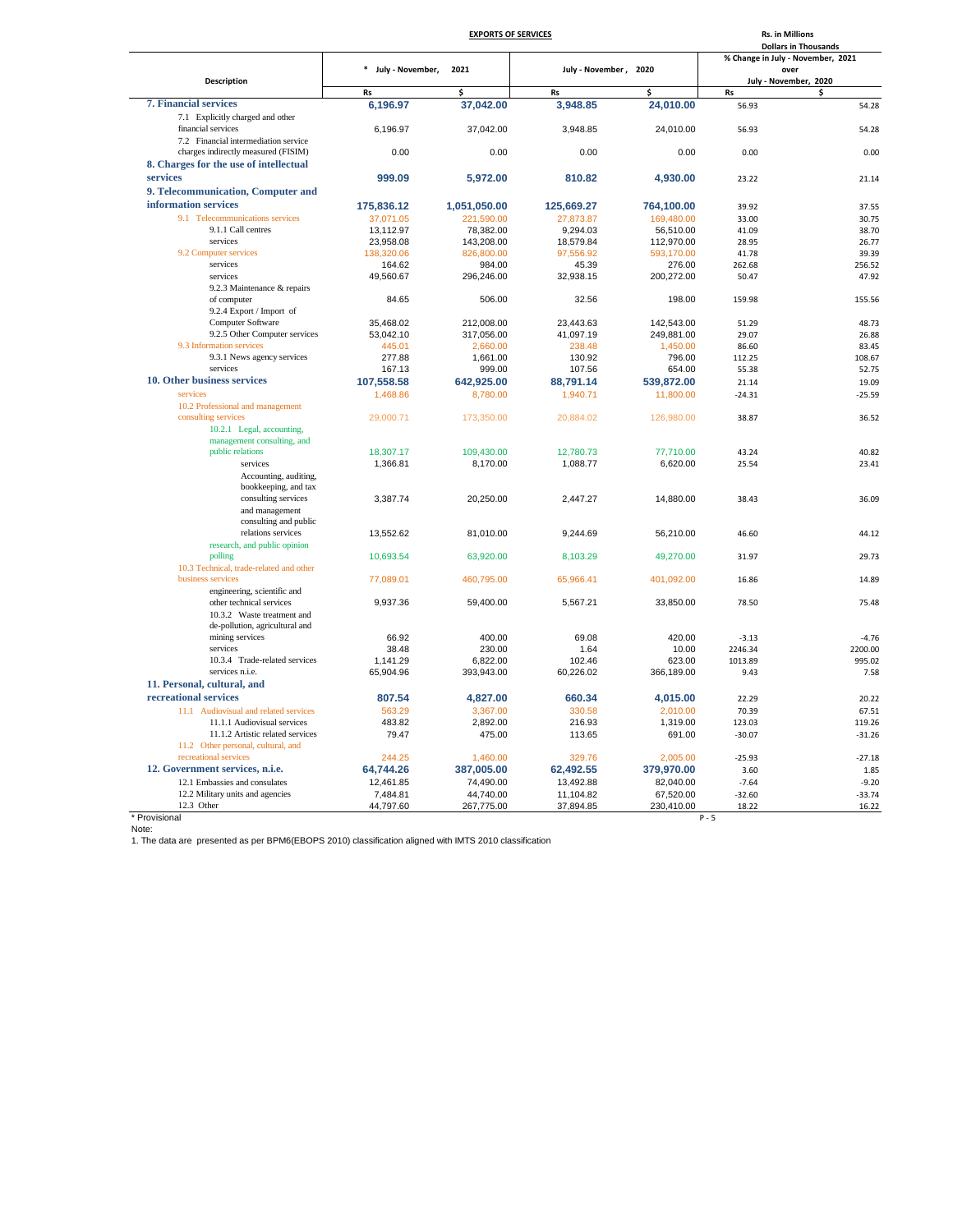**EXPORTS OF SERVICES**

**Rs. in Millions**
**Dollars in Thousands**

| Description | * July - November, 2021 | | July - November, 2020 | | % Change in July - November, 2021 over July - November, 2020 | |
|---|---|---|---|---|---|---|
| | Rs | $ | Rs | $ | Rs | $ |
| **7. Financial services** | **6,196.97** | **37,042.00** | **3,948.85** | **24,010.00** | 56.93 | 54.28 |
| 7.1 Explicitly charged and other financial services | 6,196.97 | 37,042.00 | 3,948.85 | 24,010.00 | 56.93 | 54.28 |
| 7.2 Financial intermediation service charges indirectly measured (FISIM) | 0.00 | 0.00 | 0.00 | 0.00 | 0.00 | 0.00 |
| **8. Charges for the use of intellectual services** | **999.09** | **5,972.00** | **810.82** | **4,930.00** | 23.22 | 21.14 |
| **9. Telecommunication, Computer and information services** | **175,836.12** | **1,051,050.00** | **125,669.27** | **764,100.00** | 39.92 | 37.55 |
| 9.1 Telecommunications services | 37,071.05 | 221,590.00 | 27,873.87 | 169,480.00 | 33.00 | 30.75 |
| 9.1.1 Call centres | 13,112.97 | 78,382.00 | 9,294.03 | 56,510.00 | 41.09 | 38.70 |
| services | 23,958.08 | 143,208.00 | 18,579.84 | 112,970.00 | 28.95 | 26.77 |
| 9.2 Computer services | 138,320.06 | 826,800.00 | 97,556.92 | 593,170.00 | 41.78 | 39.39 |
| services | 164.62 | 984.00 | 45.39 | 276.00 | 262.68 | 256.52 |
| services | 49,560.67 | 296,246.00 | 32,938.15 | 200,272.00 | 50.47 | 47.92 |
| 9.2.3 Maintenance & repairs of computer | 84.65 | 506.00 | 32.56 | 198.00 | 159.98 | 155.56 |
| 9.2.4 Export / Import of Computer Software | 35,468.02 | 212,008.00 | 23,443.63 | 142,543.00 | 51.29 | 48.73 |
| 9.2.5 Other Computer services | 53,042.10 | 317,056.00 | 41,097.19 | 249,881.00 | 29.07 | 26.88 |
| 9.3 Information services | 445.01 | 2,660.00 | 238.48 | 1,450.00 | 86.60 | 83.45 |
| 9.3.1 News agency services | 277.88 | 1,661.00 | 130.92 | 796.00 | 112.25 | 108.67 |
| services | 167.13 | 999.00 | 107.56 | 654.00 | 55.38 | 52.75 |
| **10. Other business services** | **107,558.58** | **642,925.00** | **88,791.14** | **539,872.00** | 21.14 | 19.09 |
| services | 1,468.86 | 8,780.00 | 1,940.71 | 11,800.00 | -24.31 | -25.59 |
| 10.2 Professional and management consulting services | 29,000.71 | 173,350.00 | 20,884.02 | 126,980.00 | 38.87 | 36.52 |
| 10.2.1 Legal, accounting, management consulting, and public relations | 18,307.17 | 109,430.00 | 12,780.73 | 77,710.00 | 43.24 | 40.82 |
| services | 1,366.81 | 8,170.00 | 1,088.77 | 6,620.00 | 25.54 | 23.41 |
| Accounting, auditing, bookkeeping, and tax consulting services | 3,387.74 | 20,250.00 | 2,447.27 | 14,880.00 | 38.43 | 36.09 |
| and management consulting and public relations services | 13,552.62 | 81,010.00 | 9,244.69 | 56,210.00 | 46.60 | 44.12 |
| research, and public opinion polling | 10,693.54 | 63,920.00 | 8,103.29 | 49,270.00 | 31.97 | 29.73 |
| 10.3 Technical, trade-related and other business services | 77,089.01 | 460,795.00 | 65,966.41 | 401,092.00 | 16.86 | 14.89 |
| engineering, scientific and other technical services | 9,937.36 | 59,400.00 | 5,567.21 | 33,850.00 | 78.50 | 75.48 |
| 10.3.2 Waste treatment and de-pollution, agricultural and mining services | 66.92 | 400.00 | 69.08 | 420.00 | -3.13 | -4.76 |
| services | 38.48 | 230.00 | 1.64 | 10.00 | 2246.34 | 2200.00 |
| 10.3.4 Trade-related services | 1,141.29 | 6,822.00 | 102.46 | 623.00 | 1013.89 | 995.02 |
| services n.i.e. | 65,904.96 | 393,943.00 | 60,226.02 | 366,189.00 | 9.43 | 7.58 |
| **11. Personal, cultural, and recreational services** | **807.54** | **4,827.00** | **660.34** | **4,015.00** | 22.29 | 20.22 |
| 11.1 Audiovisual and related services | 563.29 | 3,367.00 | 330.58 | 2,010.00 | 70.39 | 67.51 |
| 11.1.1 Audiovisual services | 483.82 | 2,892.00 | 216.93 | 1,319.00 | 123.03 | 119.26 |
| 11.1.2 Artistic related services | 79.47 | 475.00 | 113.65 | 691.00 | -30.07 | -31.26 |
| 11.2 Other personal, cultural, and recreational services | 244.25 | 1,460.00 | 329.76 | 2,005.00 | -25.93 | -27.18 |
| **12. Government services, n.i.e.** | **64,744.26** | **387,005.00** | **62,492.55** | **379,970.00** | 3.60 | 1.85 |
| 12.1 Embassies and consulates | 12,461.85 | 74,490.00 | 13,492.88 | 82,040.00 | -7.64 | -9.20 |
| 12.2 Military units and agencies | 7,484.81 | 44,740.00 | 11,104.82 | 67,520.00 | -32.60 | -33.74 |
| 12.3 Other | 44,797.60 | 267,775.00 | 37,894.85 | 230,410.00 | 18.22 | 16.22 |

\* Provisional

Note:

1. The data are presented as per BPM6(EBOPS 2010) classification aligned with IMTS 2010 classification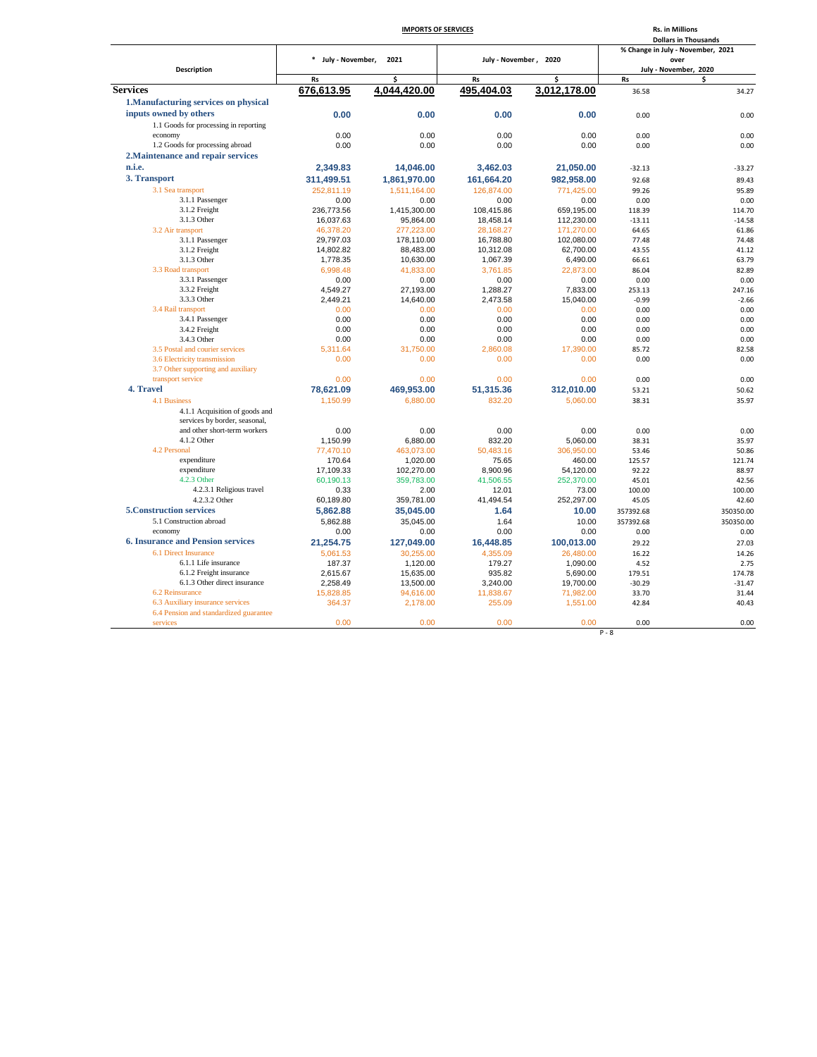# IMPORTS OF SERVICES

Rs. in Millions
Dollars in Thousands

| Description | * July - November, 2021 | | July - November , 2020 | | % Change in July - November, 2021 over July - November, 2020 | |
|---|---|---|---|---|---|---|
| | Rs | $ | Rs | $ | Rs | $ |
| **Services** | **676,613.95** | **4,044,420.00** | **495,404.03** | **3,012,178.00** | 36.58 | 34.27 |
| **1.Manufacturing services on physical inputs owned by others** | **0.00** | **0.00** | **0.00** | **0.00** | 0.00 | 0.00 |
| 1.1 Goods for processing in reporting economy | 0.00 | 0.00 | 0.00 | 0.00 | 0.00 | 0.00 |
| 1.2 Goods for processing abroad | 0.00 | 0.00 | 0.00 | 0.00 | 0.00 | 0.00 |
| **2.Maintenance and repair services n.i.e.** | **2,349.83** | **14,046.00** | **3,462.03** | **21,050.00** | -32.13 | -33.27 |
| **3. Transport** | **311,499.51** | **1,861,970.00** | **161,664.20** | **982,958.00** | 92.68 | 89.43 |
| 3.1 Sea transport | 252,811.19 | 1,511,164.00 | 126,874.00 | 771,425.00 | 99.26 | 95.89 |
| 3.1.1 Passenger | 0.00 | 0.00 | 0.00 | 0.00 | 0.00 | 0.00 |
| 3.1.2 Freight | 236,773.56 | 1,415,300.00 | 108,415.86 | 659,195.00 | 118.39 | 114.70 |
| 3.1.3 Other | 16,037.63 | 95,864.00 | 18,458.14 | 112,230.00 | -13.11 | -14.58 |
| 3.2 Air transport | 46,378.20 | 277,223.00 | 28,168.27 | 171,270.00 | 64.65 | 61.86 |
| 3.1.1 Passenger | 29,797.03 | 178,110.00 | 16,788.80 | 102,080.00 | 77.48 | 74.48 |
| 3.1.2 Freight | 14,802.82 | 88,483.00 | 10,312.08 | 62,700.00 | 43.55 | 41.12 |
| 3.1.3 Other | 1,778.35 | 10,630.00 | 1,067.39 | 6,490.00 | 66.61 | 63.79 |
| 3.3 Road transport | 6,998.48 | 41,833.00 | 3,761.85 | 22,873.00 | 86.04 | 82.89 |
| 3.3.1 Passenger | 0.00 | 0.00 | 0.00 | 0.00 | 0.00 | 0.00 |
| 3.3.2 Freight | 4,549.27 | 27,193.00 | 1,288.27 | 7,833.00 | 253.13 | 247.16 |
| 3.3.3 Other | 2,449.21 | 14,640.00 | 2,473.58 | 15,040.00 | -0.99 | -2.66 |
| 3.4 Rail transport | 0.00 | 0.00 | 0.00 | 0.00 | 0.00 | 0.00 |
| 3.4.1 Passenger | 0.00 | 0.00 | 0.00 | 0.00 | 0.00 | 0.00 |
| 3.4.2 Freight | 0.00 | 0.00 | 0.00 | 0.00 | 0.00 | 0.00 |
| 3.4.3 Other | 0.00 | 0.00 | 0.00 | 0.00 | 0.00 | 0.00 |
| 3.5 Postal and courier services | 5,311.64 | 31,750.00 | 2,860.08 | 17,390.00 | 85.72 | 82.58 |
| 3.6 Electricity transmission | 0.00 | 0.00 | 0.00 | 0.00 | 0.00 | 0.00 |
| 3.7 Other supporting and auxiliary transport service | 0.00 | 0.00 | 0.00 | 0.00 | 0.00 | 0.00 |
| **4. Travel** | **78,621.09** | **469,953.00** | **51,315.36** | **312,010.00** | 53.21 | 50.62 |
| 4.1 Business | 1,150.99 | 6,880.00 | 832.20 | 5,060.00 | 38.31 | 35.97 |
| 4.1.1 Acquisition of goods and services by border, seasonal, and other short-term workers | 0.00 | 0.00 | 0.00 | 0.00 | 0.00 | 0.00 |
| 4.1.2 Other | 1,150.99 | 6,880.00 | 832.20 | 5,060.00 | 38.31 | 35.97 |
| 4.2 Personal | 77,470.10 | 463,073.00 | 50,483.16 | 306,950.00 | 53.46 | 50.86 |
| expenditure | 170.64 | 1,020.00 | 75.65 | 460.00 | 125.57 | 121.74 |
| expenditure | 17,109.33 | 102,270.00 | 8,900.96 | 54,120.00 | 92.22 | 88.97 |
| 4.2.3 Other | 60,190.13 | 359,783.00 | 41,506.55 | 252,370.00 | 45.01 | 42.56 |
| 4.2.3.1 Religious travel | 0.33 | 2.00 | 12.01 | 73.00 | 100.00 | 100.00 |
| 4.2.3.2 Other | 60,189.80 | 359,781.00 | 41,494.54 | 252,297.00 | 45.05 | 42.60 |
| **5.Construction services** | **5,862.88** | **35,045.00** | **1.64** | **10.00** | 357392.68 | 350350.00 |
| 5.1 Construction abroad | 5,862.88 | 35,045.00 | 1.64 | 10.00 | 357392.68 | 350350.00 |
| economy | 0.00 | 0.00 | 0.00 | 0.00 | 0.00 | 0.00 |
| **6. Insurance and Pension services** | **21,254.75** | **127,049.00** | **16,448.85** | **100,013.00** | 29.22 | 27.03 |
| 6.1 Direct Insurance | 5,061.53 | 30,255.00 | 4,355.09 | 26,480.00 | 16.22 | 14.26 |
| 6.1.1 Life insurance | 187.37 | 1,120.00 | 179.27 | 1,090.00 | 4.52 | 2.75 |
| 6.1.2 Freight insurance | 2,615.67 | 15,635.00 | 935.82 | 5,690.00 | 179.51 | 174.78 |
| 6.1.3 Other direct insurance | 2,258.49 | 13,500.00 | 3,240.00 | 19,700.00 | -30.29 | -31.47 |
| 6.2 Reinsurance | 15,828.85 | 94,616.00 | 11,838.67 | 71,982.00 | 33.70 | 31.44 |
| 6.3 Auxiliary insurance services | 364.37 | 2,178.00 | 255.09 | 1,551.00 | 42.84 | 40.43 |
| 6.4 Pension and standardized guarantee services | 0.00 | 0.00 | 0.00 | 0.00 | 0.00 | 0.00 |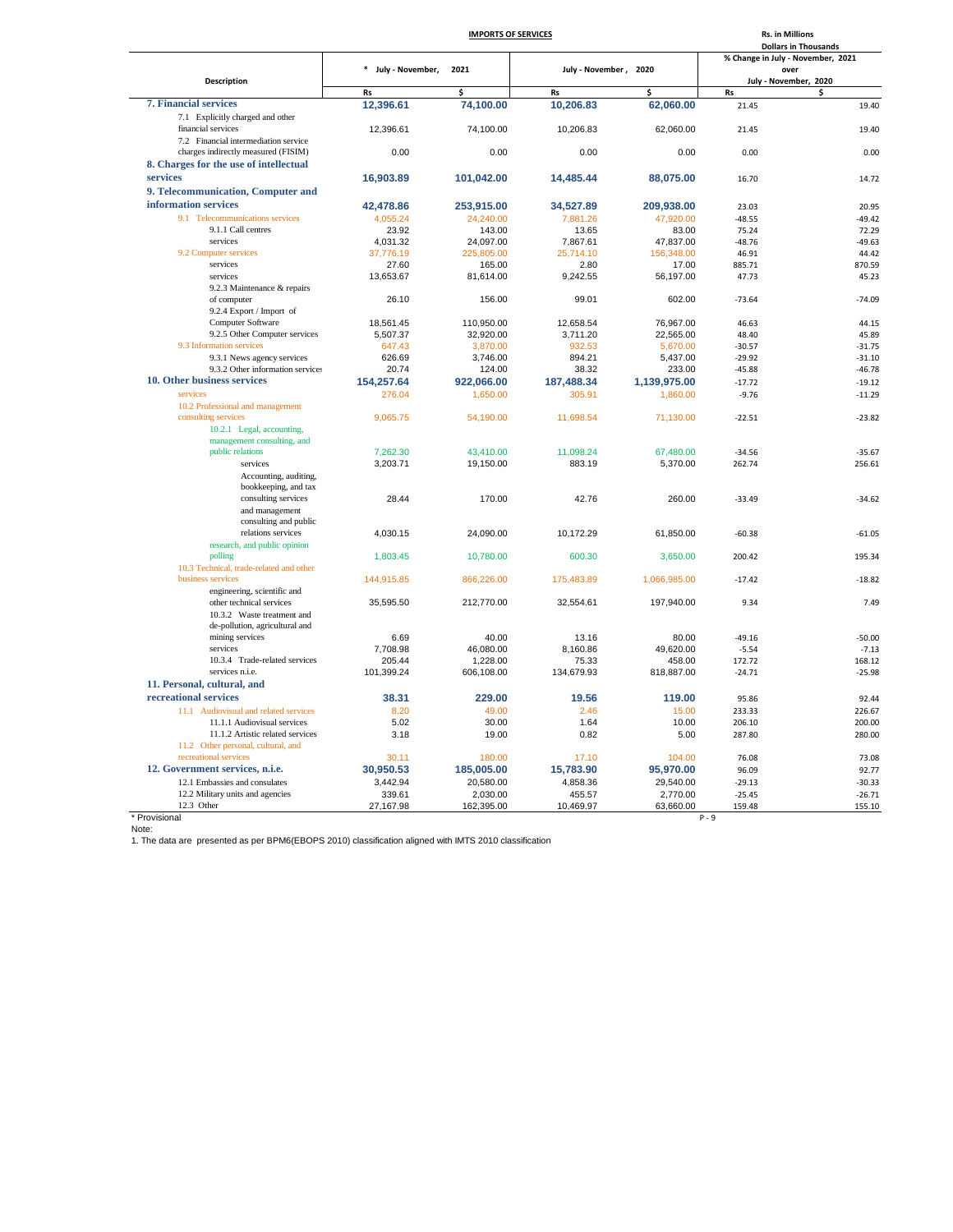**IMPORTS OF SERVICES**

Rs. in Millions
Dollars in Thousands

| Description | * July - November, 2021 | | July - November, 2020 | | % Change in July - November, 2021 over July - November, 2020 | |
|---|---|---|---|---|---|---|
| | Rs | $ | Rs | $ | Rs | $ |
| **7. Financial services** | **12,396.61** | **74,100.00** | **10,206.83** | **62,060.00** | 21.45 | 19.40 |
| 7.1 Explicitly charged and other financial services | 12,396.61 | 74,100.00 | 10,206.83 | 62,060.00 | 21.45 | 19.40 |
| 7.2 Financial intermediation service charges indirectly measured (FISIM) | 0.00 | 0.00 | 0.00 | 0.00 | 0.00 | 0.00 |
| **8. Charges for the use of intellectual services** | **16,903.89** | **101,042.00** | **14,485.44** | **88,075.00** | 16.70 | 14.72 |
| **9. Telecommunication, Computer and information services** | **42,478.86** | **253,915.00** | **34,527.89** | **209,938.00** | 23.03 | 20.95 |
| 9.1 Telecommunications services | 4,055.24 | 24,240.00 | 7,881.26 | 47,920.00 | -48.55 | -49.42 |
| 9.1.1 Call centres | 23.92 | 143.00 | 13.65 | 83.00 | 75.24 | 72.29 |
| services | 4,031.32 | 24,097.00 | 7,867.61 | 47,837.00 | -48.76 | -49.63 |
| 9.2 Computer services | 37,776.19 | 225,805.00 | 25,714.10 | 156,348.00 | 46.91 | 44.42 |
| services | 27.60 | 165.00 | 2.80 | 17.00 | 885.71 | 870.59 |
| services | 13,653.67 | 81,614.00 | 9,242.55 | 56,197.00 | 47.73 | 45.23 |
| 9.2.3 Maintenance & repairs of computer | 26.10 | 156.00 | 99.01 | 602.00 | -73.64 | -74.09 |
| 9.2.4 Export / Import of Computer Software | 18,561.45 | 110,950.00 | 12,658.54 | 76,967.00 | 46.63 | 44.15 |
| 9.2.5 Other Computer services | 5,507.37 | 32,920.00 | 3,711.20 | 22,565.00 | 48.40 | 45.89 |
| 9.3 Information services | 647.43 | 3,870.00 | 932.53 | 5,670.00 | -30.57 | -31.75 |
| 9.3.1 News agency services | 626.69 | 3,746.00 | 894.21 | 5,437.00 | -29.92 | -31.10 |
| 9.3.2 Other information services | 20.74 | 124.00 | 38.32 | 233.00 | -45.88 | -46.78 |
| **10. Other business services** | **154,257.64** | **922,066.00** | **187,488.34** | **1,139,975.00** | -17.72 | -19.12 |
| services | 276.04 | 1,650.00 | 305.91 | 1,860.00 | -9.76 | -11.29 |
| 10.2 Professional and management consulting services | 9,065.75 | 54,190.00 | 11,698.54 | 71,130.00 | -22.51 | -23.82 |
| 10.2.1 Legal, accounting, management consulting, and public relations | 7,262.30 | 43,410.00 | 11,098.24 | 67,480.00 | -34.56 | -35.67 |
| services | 3,203.71 | 19,150.00 | 883.19 | 5,370.00 | 262.74 | 256.61 |
| Accounting, auditing, bookkeeping, and tax consulting services | 28.44 | 170.00 | 42.76 | 260.00 | -33.49 | -34.62 |
| and management consulting and public relations services | 4,030.15 | 24,090.00 | 10,172.29 | 61,850.00 | -60.38 | -61.05 |
| research, and public opinion polling | 1,803.45 | 10,780.00 | 600.30 | 3,650.00 | 200.42 | 195.34 |
| 10.3 Technical, trade-related and other business services | 144,915.85 | 866,226.00 | 175,483.89 | 1,066,985.00 | -17.42 | -18.82 |
| engineering, scientific and other technical services | 35,595.50 | 212,770.00 | 32,554.61 | 197,940.00 | 9.34 | 7.49 |
| 10.3.2 Waste treatment and de-pollution, agricultural and mining services | 6.69 | 40.00 | 13.16 | 80.00 | -49.16 | -50.00 |
| services | 7,708.98 | 46,080.00 | 8,160.86 | 49,620.00 | -5.54 | -7.13 |
| 10.3.4 Trade-related services | 205.44 | 1,228.00 | 75.33 | 458.00 | 172.72 | 168.12 |
| services n.i.e. | 101,399.24 | 606,108.00 | 134,679.93 | 818,887.00 | -24.71 | -25.98 |
| **11. Personal, cultural, and recreational services** | **38.31** | **229.00** | **19.56** | **119.00** | 95.86 | 92.44 |
| 11.1 Audiovisual and related services | 8.20 | 49.00 | 2.46 | 15.00 | 233.33 | 226.67 |
| 11.1.1 Audiovisual services | 5.02 | 30.00 | 1.64 | 10.00 | 206.10 | 200.00 |
| 11.1.2 Artistic related services | 3.18 | 19.00 | 0.82 | 5.00 | 287.80 | 280.00 |
| 11.2 Other personal, cultural, and recreational services | 30.11 | 180.00 | 17.10 | 104.00 | 76.08 | 73.08 |
| **12. Government services, n.i.e.** | **30,950.53** | **185,005.00** | **15,783.90** | **95,970.00** | 96.09 | 92.77 |
| 12.1 Embassies and consulates | 3,442.94 | 20,580.00 | 4,858.36 | 29,540.00 | -29.13 | -30.33 |
| 12.2 Military units and agencies | 339.61 | 2,030.00 | 455.57 | 2,770.00 | -25.45 | -26.71 |
| 12.3 Other | 27,167.98 | 162,395.00 | 10,469.97 | 63,660.00 | 159.48 | 155.10 |

\* Provisional

Note:

1. The data are presented as per BPM6(EBOPS 2010) classification aligned with IMTS 2010 classification